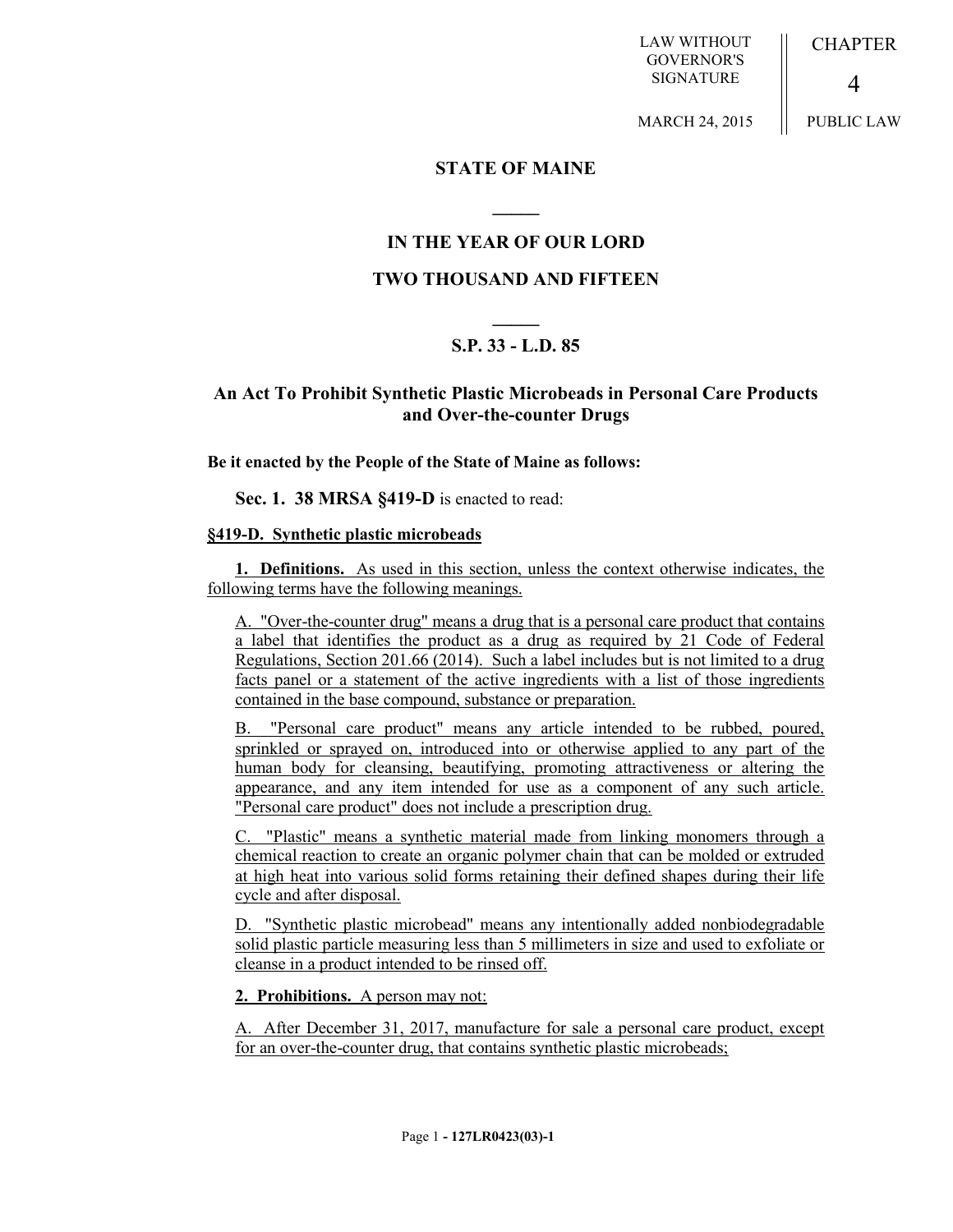LAW WITHOUT GOVERNOR'S SIGNATURE

MARCH 24, 2015

CHAPTER 4

PUBLIC LAW

# STATE OF MAINE

## IN THE YEAR OF OUR LORD

## TWO THOUSAND AND FIFTEEN

## S.P. 33 - L.D. 85

## An Act To Prohibit Synthetic Plastic Microbeads in Personal Care Products and Over-the-counter Drugs

**Be it enacted by the People of the State of Maine as follows:**

**Sec. 1. 38 MRSA §419-D** is enacted to read:

**§419-D. Synthetic plastic microbeads**

**1. Definitions.** As used in this section, unless the context otherwise indicates, the following terms have the following meanings.

A. "Over-the-counter drug" means a drug that is a personal care product that contains a label that identifies the product as a drug as required by 21 Code of Federal Regulations, Section 201.66 (2014). Such a label includes but is not limited to a drug facts panel or a statement of the active ingredients with a list of those ingredients contained in the base compound, substance or preparation.

B. "Personal care product" means any article intended to be rubbed, poured, sprinkled or sprayed on, introduced into or otherwise applied to any part of the human body for cleansing, beautifying, promoting attractiveness or altering the appearance, and any item intended for use as a component of any such article. "Personal care product" does not include a prescription drug.

C. "Plastic" means a synthetic material made from linking monomers through a chemical reaction to create an organic polymer chain that can be molded or extruded at high heat into various solid forms retaining their defined shapes during their life cycle and after disposal.

D. "Synthetic plastic microbead" means any intentionally added nonbiodegradable solid plastic particle measuring less than 5 millimeters in size and used to exfoliate or cleanse in a product intended to be rinsed off.

**2. Prohibitions.** A person may not:

A. After December 31, 2017, manufacture for sale a personal care product, except for an over-the-counter drug, that contains synthetic plastic microbeads;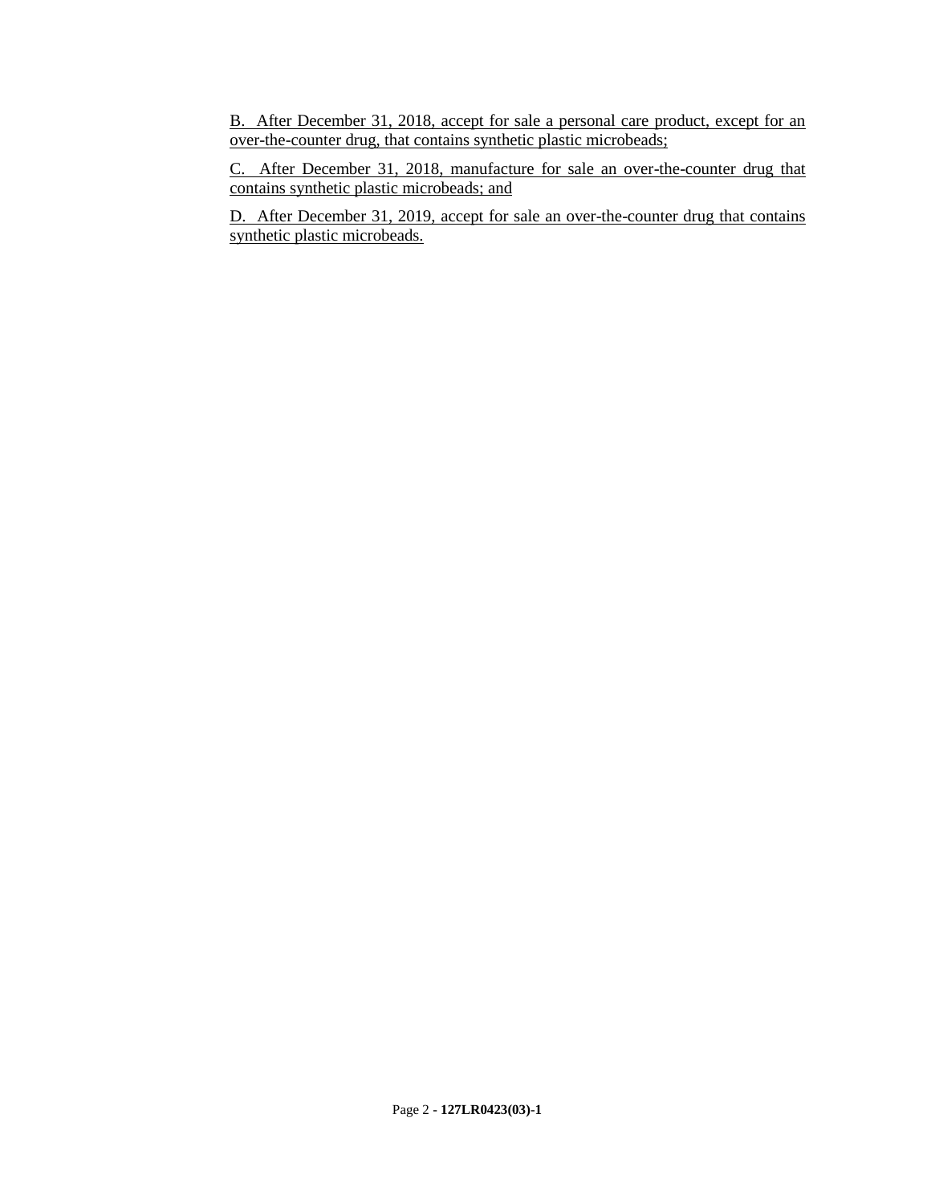B. After December 31, 2018, accept for sale a personal care product, except for an over-the-counter drug, that contains synthetic plastic microbeads;

C. After December 31, 2018, manufacture for sale an over-the-counter drug that contains synthetic plastic microbeads; and

D. After December 31, 2019, accept for sale an over-the-counter drug that contains synthetic plastic microbeads.